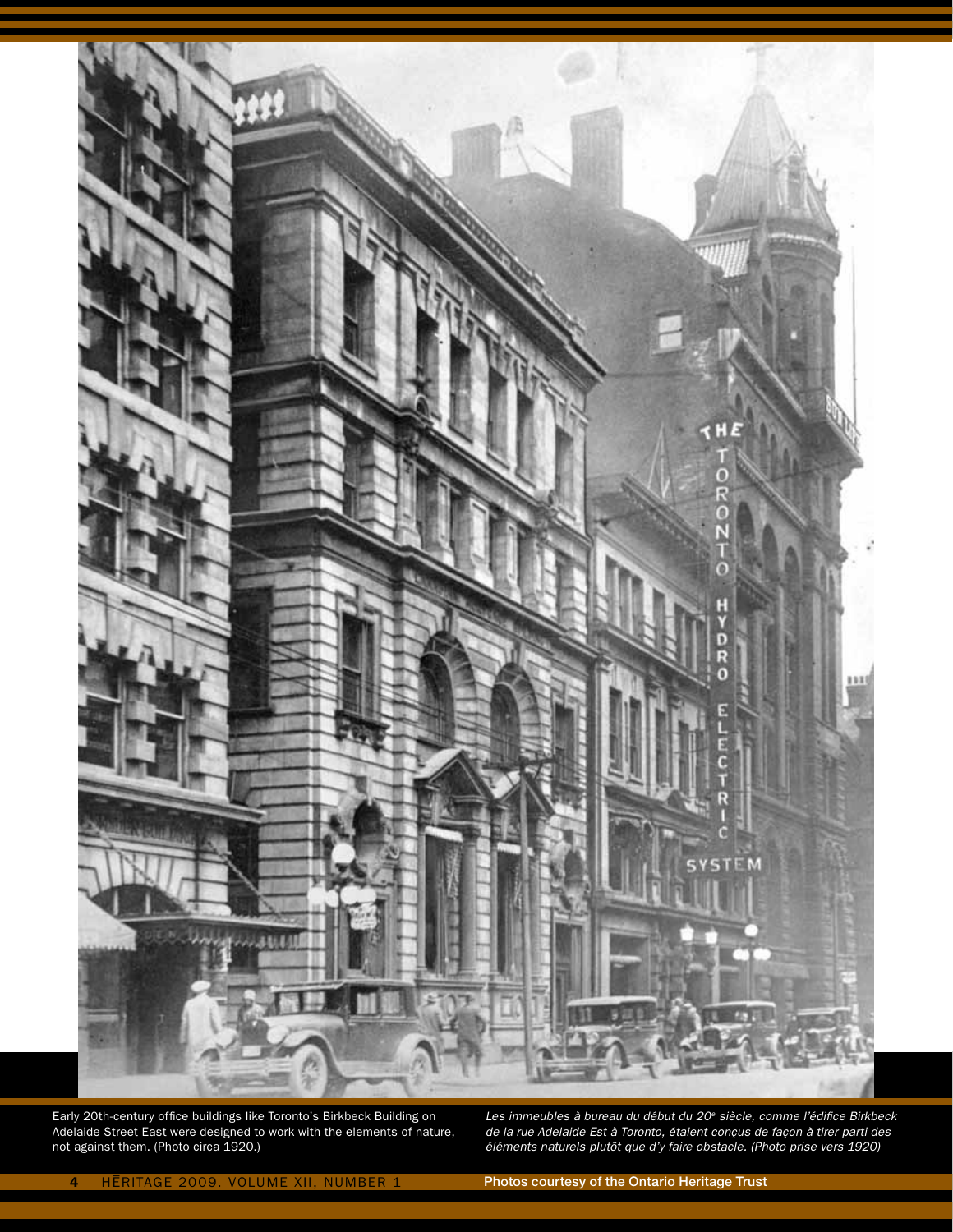Early 20th-century office buildings like Toronto's Birkbeck Building on Adelaide Street East were designed to work with the elements of nature, not against them. (Photo circa 1920.)

*Les immeubles à bureau du début du 20e siècle, comme l'édifice Birkbeck de la rue Adelaide Est à Toronto, étaient conçus de façon à tirer parti des éléments naturels plutôt que d'y faire obstacle. (Photo prise vers 1920)*

Photos courtesy of the Ontario Heritage Trust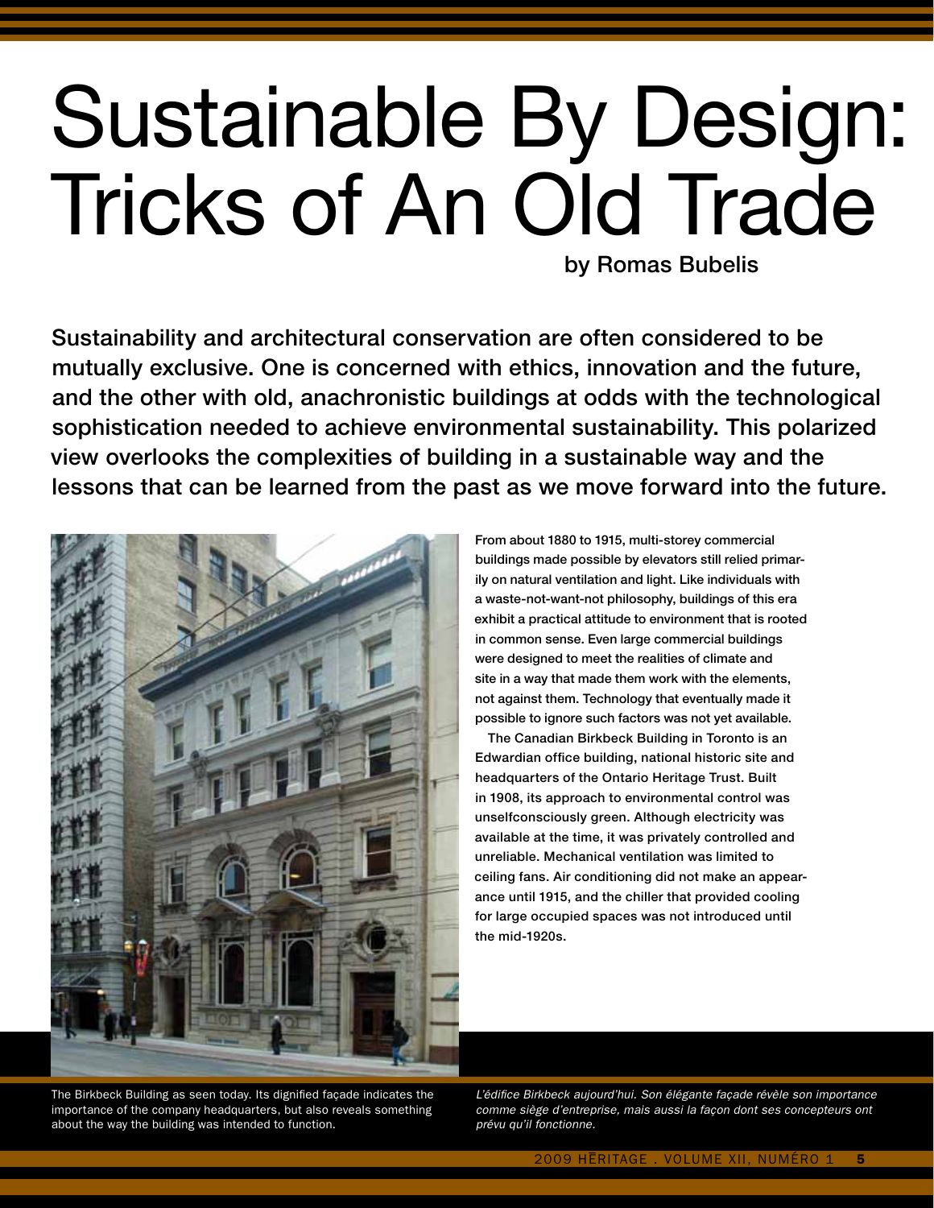# Sustainable By Design: Tricks of An Old Trade

by Romas Bubelis

**Sustainability and architectural conservation are often considered to be mutually exclusive. One is concerned with ethics, innovation and the future, and the other with old, anachronistic buildings at odds with the technological sophistication needed to achieve environmental sustainability. This polarized view overlooks the complexities of building in a sustainable way and the lessons that can be learned from the past as we move forward into the future.**

From about 1880 to 1915, multi-storey commercial buildings made possible by elevators still relied primarily on natural ventilation and light. Like individuals with a waste-not-want-not philosophy, buildings of this era exhibit a practical attitude to environment that is rooted in common sense. Even large commercial buildings were designed to meet the realities of climate and site in a way that made them work with the elements, not against them. Technology that eventually made it possible to ignore such factors was not yet available.

The Canadian Birkbeck Building in Toronto is an Edwardian office building, national historic site and headquarters of the Ontario Heritage Trust. Built in 1908, its approach to environmental control was unselfconsciously green. Although electricity was available at the time, it was privately controlled and unreliable. Mechanical ventilation was limited to ceiling fans. Air conditioning did not make an appearance until 1915, and the chiller that provided cooling for large occupied spaces was not introduced until the mid-1920s.

The Birkbeck Building as seen today. Its dignified façade indicates the importance of the company headquarters, but also reveals something about the way the building was intended to function.

*L'édifice Birkbeck aujourd'hui. Son élégante façade révèle son importance comme siège d'entreprise, mais aussi la façon dont ses concepteurs ont prévu qu'il fonctionne.*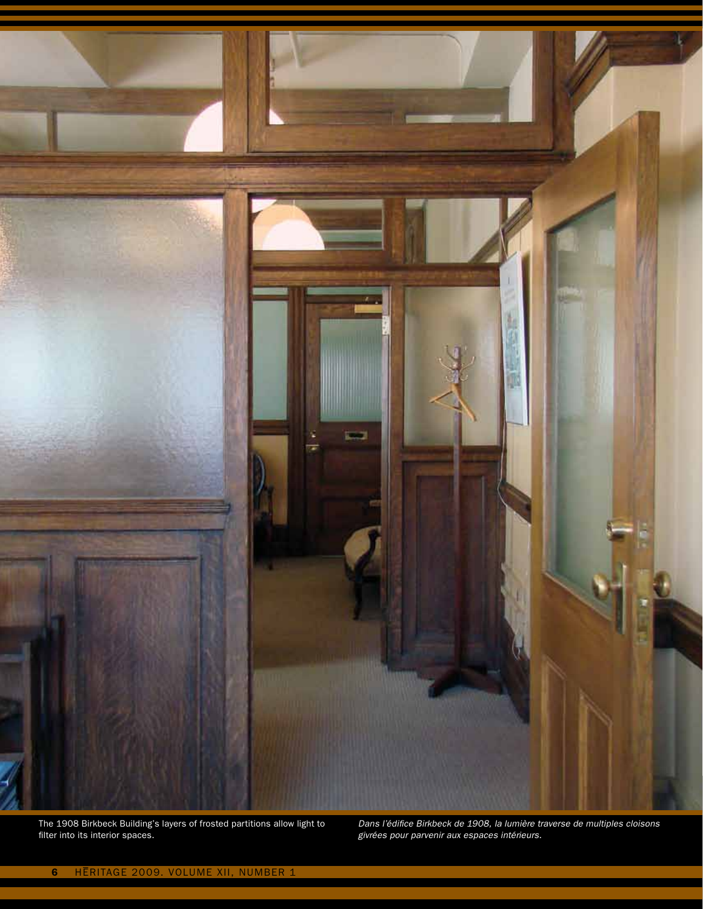The 1908 Birkbeck Building's layers of frosted partitions allow light to filter into its interior spaces.

*Dans l'édifice Birkbeck de 1908, la lumière traverse de multiples cloisons givrées pour parvenir aux espaces intérieurs.*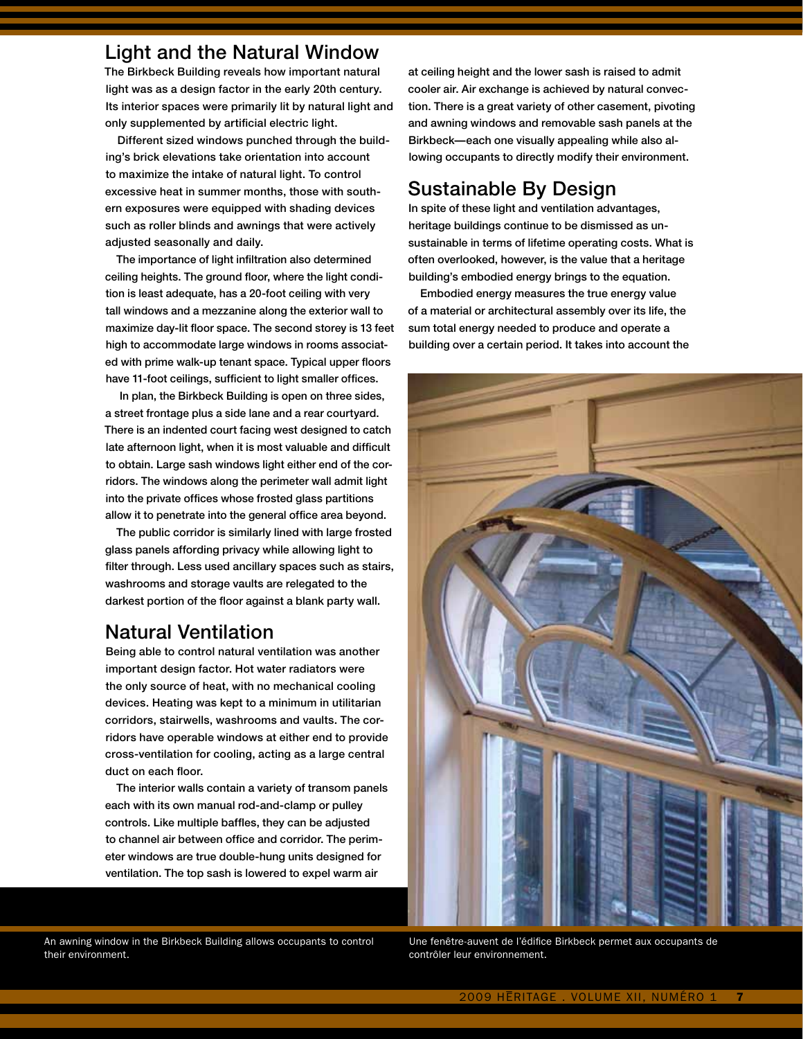## Light and the Natural Window

The Birkbeck Building reveals how important natural light was as a design factor in the early 20th century. Its interior spaces were primarily lit by natural light and only supplemented by artificial electric light.

Different sized windows punched through the building's brick elevations take orientation into account to maximize the intake of natural light. To control excessive heat in summer months, those with southern exposures were equipped with shading devices such as roller blinds and awnings that were actively adjusted seasonally and daily.

The importance of light infiltration also determined ceiling heights. The ground floor, where the light condition is least adequate, has a 20-foot ceiling with very tall windows and a mezzanine along the exterior wall to maximize day-lit floor space. The second storey is 13 feet high to accommodate large windows in rooms associated with prime walk-up tenant space. Typical upper floors have 11-foot ceilings, sufficient to light smaller offices.

In plan, the Birkbeck Building is open on three sides, a street frontage plus a side lane and a rear courtyard. There is an indented court facing west designed to catch late afternoon light, when it is most valuable and difficult to obtain. Large sash windows light either end of the corridors. The windows along the perimeter wall admit light into the private offices whose frosted glass partitions allow it to penetrate into the general office area beyond.

The public corridor is similarly lined with large frosted glass panels affording privacy while allowing light to filter through. Less used ancillary spaces such as stairs, washrooms and storage vaults are relegated to the darkest portion of the floor against a blank party wall.

## Natural Ventilation

Being able to control natural ventilation was another important design factor. Hot water radiators were the only source of heat, with no mechanical cooling devices. Heating was kept to a minimum in utilitarian corridors, stairwells, washrooms and vaults. The corridors have operable windows at either end to provide cross-ventilation for cooling, acting as a large central duct on each floor.

The interior walls contain a variety of transom panels each with its own manual rod-and-clamp or pulley controls. Like multiple baffles, they can be adjusted to channel air between office and corridor. The perimeter windows are true double-hung units designed for ventilation. The top sash is lowered to expel warm air at ceiling height and the lower sash is raised to admit cooler air. Air exchange is achieved by natural convection. There is a great variety of other casement, pivoting and awning windows and removable sash panels at the Birkbeck—each one visually appealing while also allowing occupants to directly modify their environment.

## Sustainable By Design

In spite of these light and ventilation advantages, heritage buildings continue to be dismissed as unsustainable in terms of lifetime operating costs. What is often overlooked, however, is the value that a heritage building's embodied energy brings to the equation.

Embodied energy measures the true energy value of a material or architectural assembly over its life, the sum total energy needed to produce and operate a building over a certain period. It takes into account the

An awning window in the Birkbeck Building allows occupants to control their environment.

Une fenêtre-auvent de l'édifice Birkbeck permet aux occupants de contrôler leur environnement.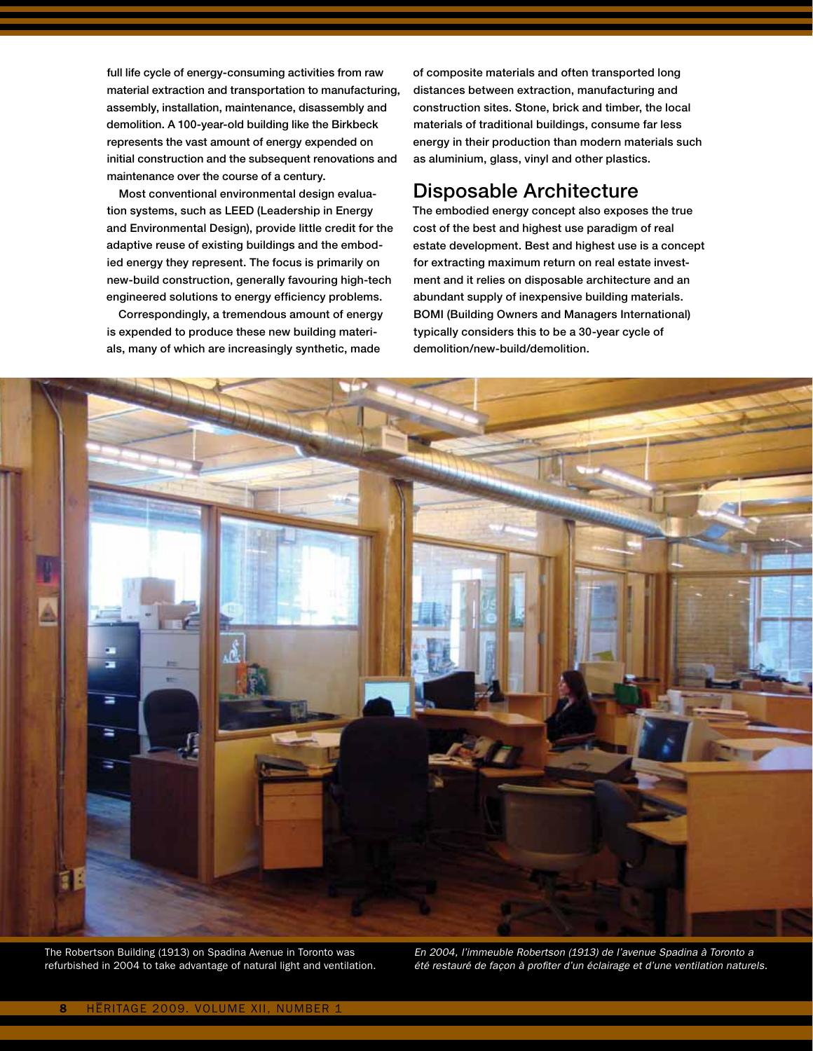full life cycle of energy-consuming activities from raw material extraction and transportation to manufacturing, assembly, installation, maintenance, disassembly and demolition. A 100-year-old building like the Birkbeck represents the vast amount of energy expended on initial construction and the subsequent renovations and maintenance over the course of a century.

Most conventional environmental design evaluation systems, such as LEED (Leadership in Energy and Environmental Design), provide little credit for the adaptive reuse of existing buildings and the embodied energy they represent. The focus is primarily on new-build construction, generally favouring high-tech engineered solutions to energy efficiency problems.

Correspondingly, a tremendous amount of energy is expended to produce these new building materials, many of which are increasingly synthetic, made of composite materials and often transported long distances between extraction, manufacturing and construction sites. Stone, brick and timber, the local materials of traditional buildings, consume far less energy in their production than modern materials such as aluminium, glass, vinyl and other plastics.

## Disposable Architecture

The embodied energy concept also exposes the true cost of the best and highest use paradigm of real estate development. Best and highest use is a concept for extracting maximum return on real estate investment and it relies on disposable architecture and an abundant supply of inexpensive building materials. BOMI (Building Owners and Managers International) typically considers this to be a 30-year cycle of demolition/new-build/demolition.

The Robertson Building (1913) on Spadina Avenue in Toronto was refurbished in 2004 to take advantage of natural light and ventilation.

*En 2004, l'immeuble Robertson (1913) de l'avenue Spadina à Toronto a été restauré de façon à profiter d'un éclairage et d'une ventilation naturels.*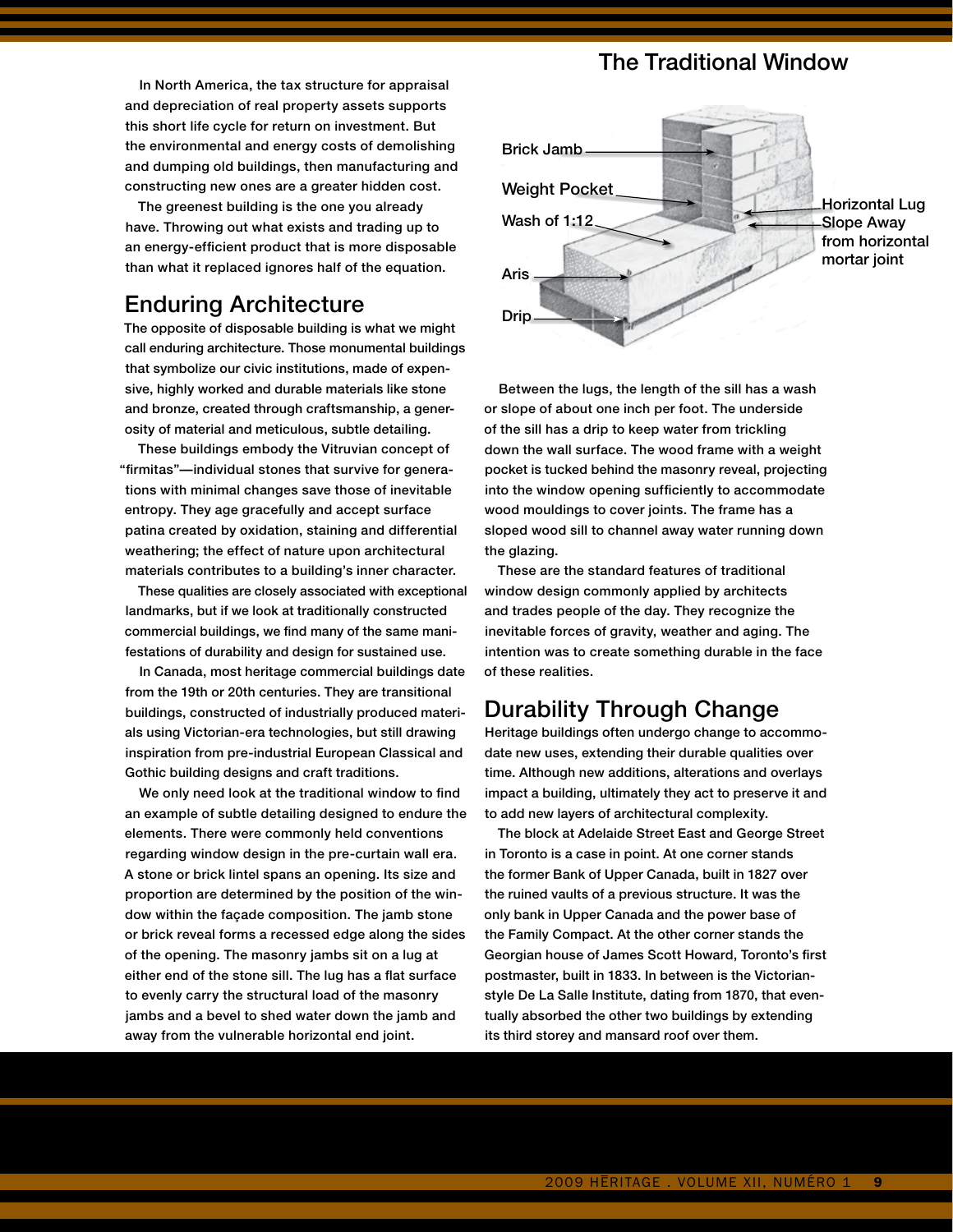In North America, the tax structure for appraisal and depreciation of real property assets supports this short life cycle for return on investment. But the environmental and energy costs of demolishing and dumping old buildings, then manufacturing and constructing new ones are a greater hidden cost.

The greenest building is the one you already have. Throwing out what exists and trading up to an energy-efficient product that is more disposable than what it replaced ignores half of the equation.

## Enduring Architecture

The opposite of disposable building is what we might call enduring architecture. Those monumental buildings that symbolize our civic institutions, made of expensive, highly worked and durable materials like stone and bronze, created through craftsmanship, a generosity of material and meticulous, subtle detailing.

These buildings embody the Vitruvian concept of "firmitas"—individual stones that survive for generations with minimal changes save those of inevitable entropy. They age gracefully and accept surface patina created by oxidation, staining and differential weathering; the effect of nature upon architectural materials contributes to a building's inner character.

These qualities are closely associated with exceptional landmarks, but if we look at traditionally constructed commercial buildings, we find many of the same manifestations of durability and design for sustained use.

In Canada, most heritage commercial buildings date from the 19th or 20th centuries. They are transitional buildings, constructed of industrially produced materials using Victorian-era technologies, but still drawing inspiration from pre-industrial European Classical and Gothic building designs and craft traditions.

We only need look at the traditional window to find an example of subtle detailing designed to endure the elements. There were commonly held conventions regarding window design in the pre-curtain wall era. A stone or brick lintel spans an opening. Its size and proportion are determined by the position of the window within the façade composition. The jamb stone or brick reveal forms a recessed edge along the sides of the opening. The masonry jambs sit on a lug at either end of the stone sill. The lug has a flat surface to evenly carry the structural load of the masonry jambs and a bevel to shed water down the jamb and away from the vulnerable horizontal end joint.

## The Traditional Window

Brick Jamb

Weight Pocket

Wash of 1:12

Aris

Drip

Horizontal Lug

Slope Away from horizontal mortar joint

Between the lugs, the length of the sill has a wash or slope of about one inch per foot. The underside of the sill has a drip to keep water from trickling down the wall surface. The wood frame with a weight pocket is tucked behind the masonry reveal, projecting into the window opening sufficiently to accommodate wood mouldings to cover joints. The frame has a sloped wood sill to channel away water running down the glazing.

These are the standard features of traditional window design commonly applied by architects and trades people of the day. They recognize the inevitable forces of gravity, weather and aging. The intention was to create something durable in the face of these realities.

## Durability Through Change

Heritage buildings often undergo change to accommodate new uses, extending their durable qualities over time. Although new additions, alterations and overlays impact a building, ultimately they act to preserve it and to add new layers of architectural complexity.

The block at Adelaide Street East and George Street in Toronto is a case in point. At one corner stands the former Bank of Upper Canada, built in 1827 over the ruined vaults of a previous structure. It was the only bank in Upper Canada and the power base of the Family Compact. At the other corner stands the Georgian house of James Scott Howard, Toronto's first postmaster, built in 1833. In between is the Victorian-style De La Salle Institute, dating from 1870, that eventually absorbed the other two buildings by extending its third storey and mansard roof over them.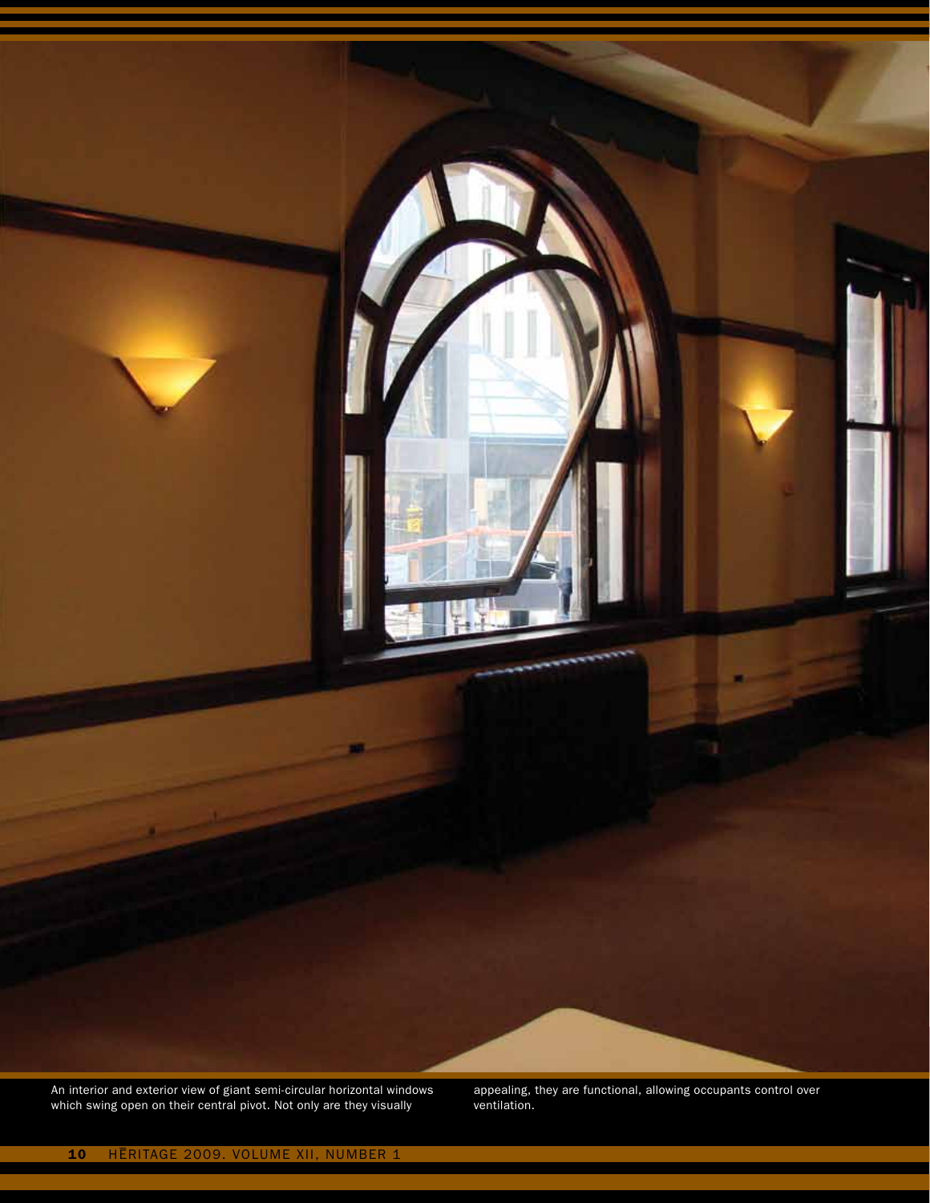An interior and exterior view of giant semi-circular horizontal windows which swing open on their central pivot. Not only are they visually appealing, they are functional, allowing occupants control over ventilation.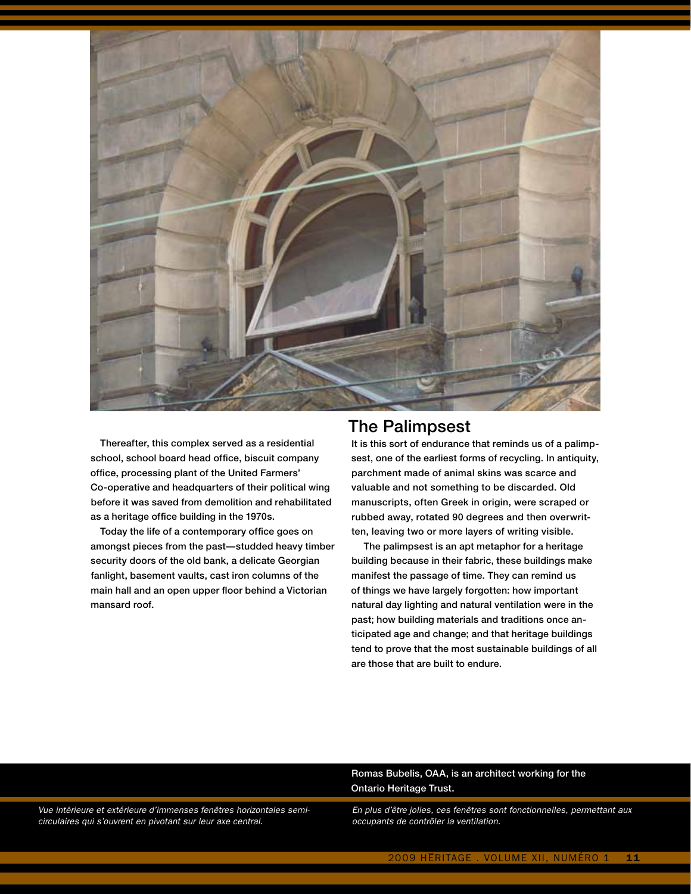Thereafter, this complex served as a residential school, school board head office, biscuit company office, processing plant of the United Farmers' Co-operative and headquarters of their political wing before it was saved from demolition and rehabilitated as a heritage office building in the 1970s.

Today the life of a contemporary office goes on amongst pieces from the past—studded heavy timber security doors of the old bank, a delicate Georgian fanlight, basement vaults, cast iron columns of the main hall and an open upper floor behind a Victorian mansard roof.

## The Palimpsest

It is this sort of endurance that reminds us of a palimpsest, one of the earliest forms of recycling. In antiquity, parchment made of animal skins was scarce and valuable and not something to be discarded. Old manuscripts, often Greek in origin, were scraped or rubbed away, rotated 90 degrees and then overwritten, leaving two or more layers of writing visible.

The palimpsest is an apt metaphor for a heritage building because in their fabric, these buildings make manifest the passage of time. They can remind us of things we have largely forgotten: how important natural day lighting and natural ventilation were in the past; how building materials and traditions once anticipated age and change; and that heritage buildings tend to prove that the most sustainable buildings of all are those that are built to endure.

Romas Bubelis, OAA, is an architect working for the Ontario Heritage Trust.

*Vue intérieure et extérieure d'immenses fenêtres horizontales semi-circulaires qui s'ouvrent en pivotant sur leur axe central.*

*En plus d'être jolies, ces fenêtres sont fonctionnelles, permettant aux occupants de contrôler la ventilation.*